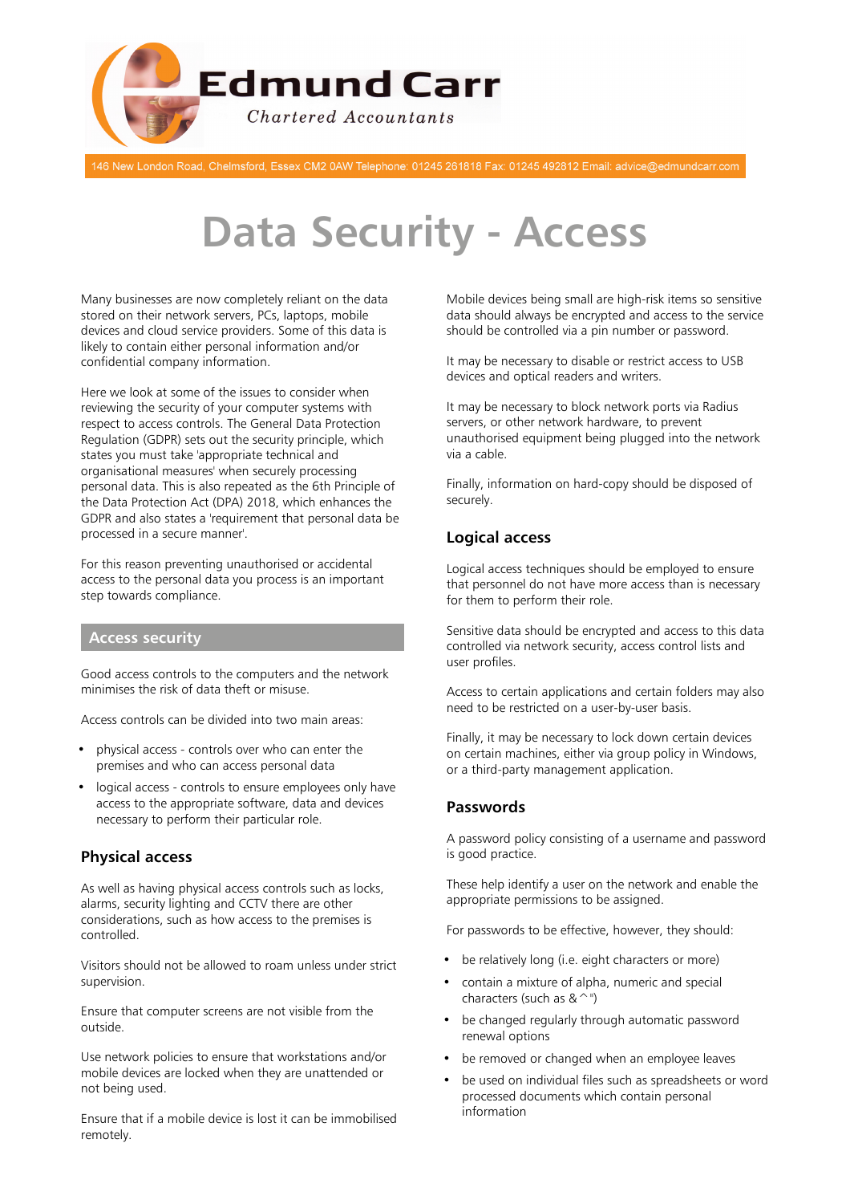Edmund Carr

Chartered Accountants

146 New London Road, Chelmsford, Essex CM2 0AW Telephone: 01245 261818 Fax: 01245 492812 Email: advice@edmundcarr.com

# Data Security - Access

Many businesses are now completely reliant on the data stored on their network servers, PCs, laptops, mobile devices and cloud service providers. Some of this data is likely to contain either personal information and/or confidential company information.

Here we look at some of the issues to consider when reviewing the security of your computer systems with respect to access controls. The General Data Protection Regulation (GDPR) sets out the security principle, which states you must take 'appropriate technical and organisational measures' when securely processing personal data. This is also repeated as the 6th Principle of the Data Protection Act (DPA) 2018, which enhances the GDPR and also states a 'requirement that personal data be processed in a secure manner'.

For this reason preventing unauthorised or accidental access to the personal data you process is an important step towards compliance.

## Access security

Good access controls to the computers and the network minimises the risk of data theft or misuse.

Access controls can be divided into two main areas:

- physical access - controls over who can enter the premises and who can access personal data
- logical access - controls to ensure employees only have access to the appropriate software, data and devices necessary to perform their particular role.

### Physical access

As well as having physical access controls such as locks, alarms, security lighting and CCTV there are other considerations, such as how access to the premises is controlled.

Visitors should not be allowed to roam unless under strict supervision.

Ensure that computer screens are not visible from the outside.

Use network policies to ensure that workstations and/or mobile devices are locked when they are unattended or not being used.

Ensure that if a mobile device is lost it can be immobilised remotely.

Mobile devices being small are high-risk items so sensitive data should always be encrypted and access to the service should be controlled via a pin number or password.

It may be necessary to disable or restrict access to USB devices and optical readers and writers.

It may be necessary to block network ports via Radius servers, or other network hardware, to prevent unauthorised equipment being plugged into the network via a cable.

Finally, information on hard-copy should be disposed of securely.

### Logical access

Logical access techniques should be employed to ensure that personnel do not have more access than is necessary for them to perform their role.

Sensitive data should be encrypted and access to this data controlled via network security, access control lists and user profiles.

Access to certain applications and certain folders may also need to be restricted on a user-by-user basis.

Finally, it may be necessary to lock down certain devices on certain machines, either via group policy in Windows, or a third-party management application.

### Passwords

A password policy consisting of a username and password is good practice.

These help identify a user on the network and enable the appropriate permissions to be assigned.

For passwords to be effective, however, they should:

- be relatively long (i.e. eight characters or more)
- contain a mixture of alpha, numeric and special characters (such as & ^ ")
- be changed regularly through automatic password renewal options
- be removed or changed when an employee leaves
- be used on individual files such as spreadsheets or word processed documents which contain personal information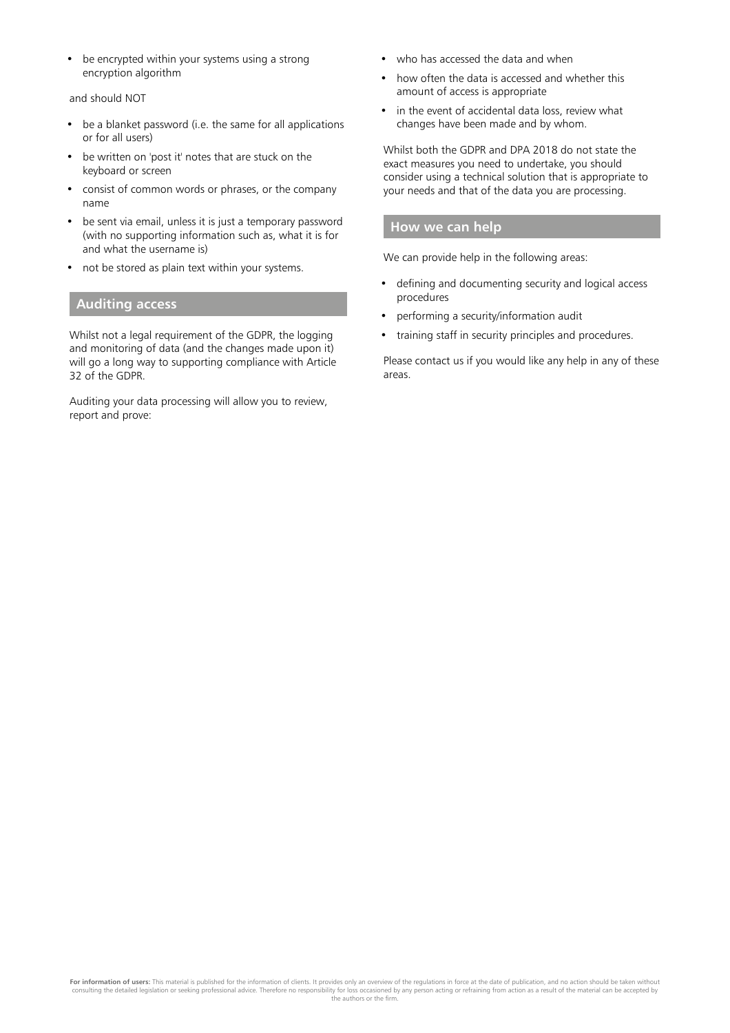- be encrypted within your systems using a strong encryption algorithm

and should NOT

- be a blanket password (i.e. the same for all applications or for all users)
- be written on 'post it' notes that are stuck on the keyboard or screen
- consist of common words or phrases, or the company name
- be sent via email, unless it is just a temporary password (with no supporting information such as, what it is for and what the username is)
- not be stored as plain text within your systems.

## Auditing access

Whilst not a legal requirement of the GDPR, the logging and monitoring of data (and the changes made upon it) will go a long way to supporting compliance with Article 32 of the GDPR.

Auditing your data processing will allow you to review, report and prove:

- who has accessed the data and when
- how often the data is accessed and whether this amount of access is appropriate
- in the event of accidental data loss, review what changes have been made and by whom.

Whilst both the GDPR and DPA 2018 do not state the exact measures you need to undertake, you should consider using a technical solution that is appropriate to your needs and that of the data you are processing.

## How we can help

We can provide help in the following areas:

- defining and documenting security and logical access procedures
- performing a security/information audit
- training staff in security principles and procedures.

Please contact us if you would like any help in any of these areas.

**For information of users:** This material is published for the information of clients. It provides only an overview of the regulations in force at the date of publication, and no action should be taken without consulting the detailed legislation or seeking professional advice. Therefore no responsibility for loss occasioned by any person acting or refraining from action as a result of the material can be accepted by the authors or the firm.